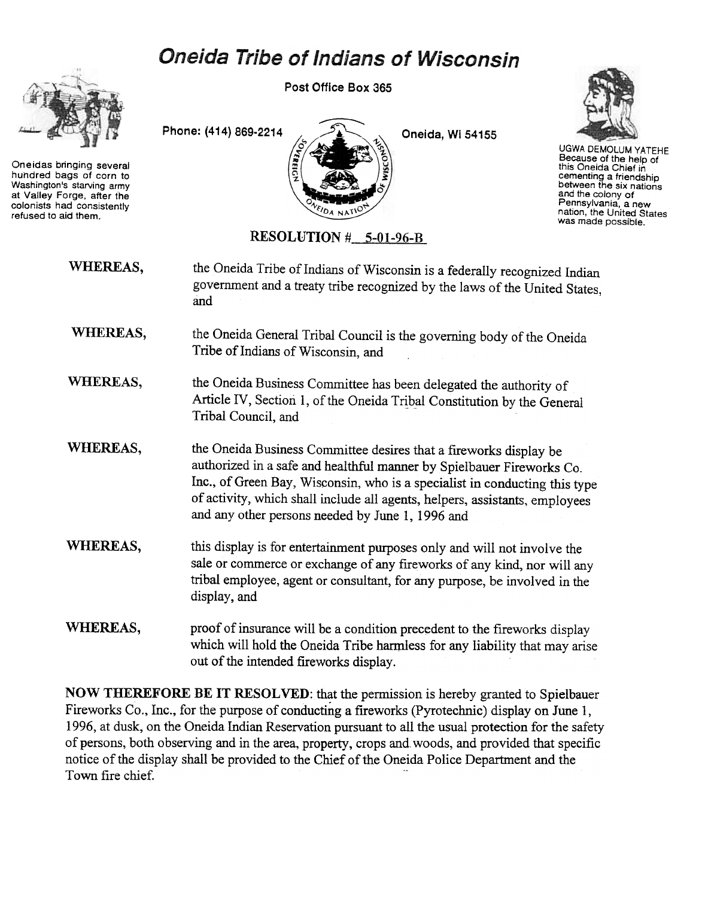# Oneida Tribe of Indians of Wisconsin

Post Office Box 365

Phone: (414) 869-2214 Oneida, WI 54155

Oneidas bringing several hundred bags of corn to Washington's starving army at Valley Forge, after the colonists had consistently refused to aid them.

UGWA DEMOLUM YATEHE Because of the help of this Oneida Chief in cementing a friendship between the six nations and the colony of Pennsylvania, a new nation, the United States was made possible.

## RESOLUTION # 5-01-96-B

**WHEREAS,** the Oneida Tribe of Indians of Wisconsin is a federally recognized Indian government and a treaty tribe recognized by the laws of the United States, and

**WHEREAS,** the Oneida General Tribal Council is the governing body of the Oneida Tribe of Indians of Wisconsin, and

**WHEREAS,** the Oneida Business Committee has been delegated the authority of Article IV, Section 1, of the Oneida Tribal Constitution by the General Tribal Council, and

**WHEREAS,** the Oneida Business Committee desires that a fireworks display be authorized in a safe and healthful manner by Spielbauer Fireworks Co. Inc., of Green Bay, Wisconsin, who is a specialist in conducting this type of activity, which shall include all agents, helpers, assistants, employees and any other persons needed by June 1, 1996 and

**WHEREAS,** this display is for entertainment purposes only and will not involve the sale or commerce or exchange of any fireworks of any kind, nor will any tribal employee, agent or consultant, for any purpose, be involved in the display, and

**WHEREAS,** proof of insurance will be a condition precedent to the fireworks display which will hold the Oneida Tribe harmless for any liability that may arise out of the intended fireworks display.

**NOW THEREFORE BE IT RESOLVED**: that the permission is hereby granted to Spielbauer Fireworks Co., Inc., for the purpose of conducting a fireworks (Pyrotechnic) display on June 1, 1996, at dusk, on the Oneida Indian Reservation pursuant to all the usual protection for the safety of persons, both observing and in the area, property, crops and woods, and provided that specific notice of the display shall be provided to the Chief of the Oneida Police Department and the Town fire chief.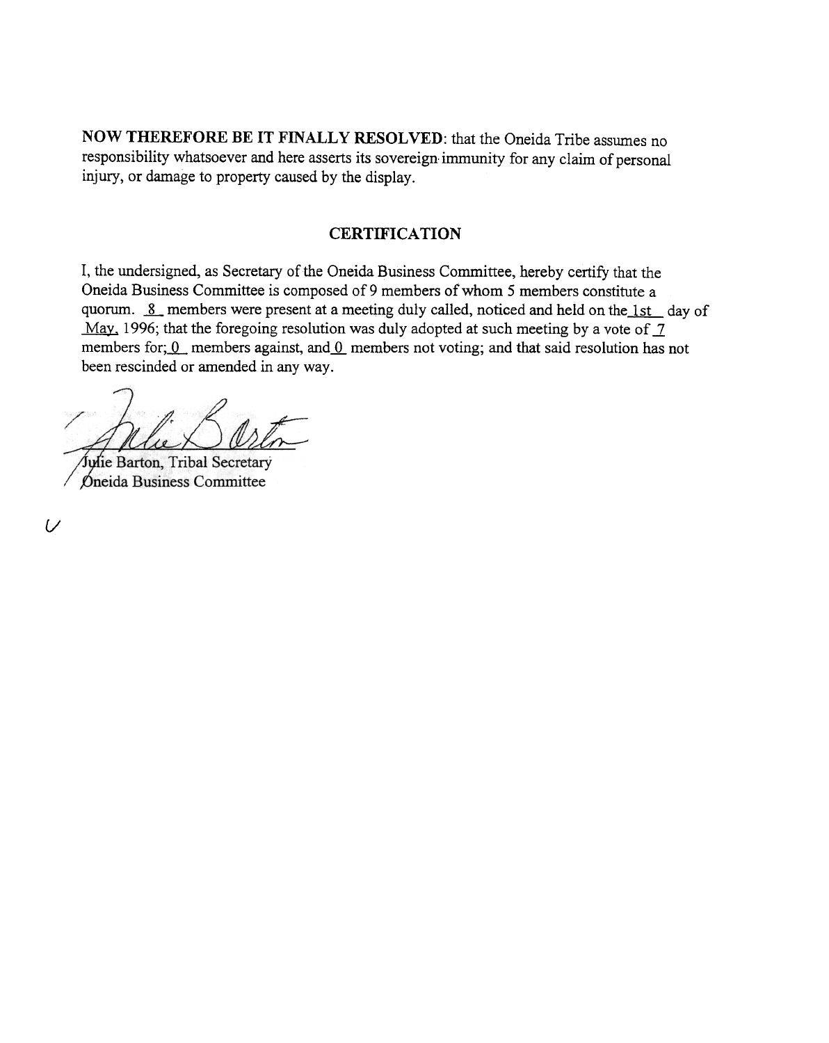**NOW THEREFORE BE IT FINALLY RESOLVED**: that the Oneida Tribe assumes no responsibility whatsoever and here asserts its sovereign immunity for any claim of personal injury, or damage to property caused by the display.

## CERTIFICATION

I, the undersigned, as Secretary of the Oneida Business Committee, hereby certify that the Oneida Business Committee is composed of 9 members of whom 5 members constitute a quorum. 8 members were present at a meeting duly called, noticed and held on the 1st day of May, 1996; that the foregoing resolution was duly adopted at such meeting by a vote of 7 members for; 0 members against, and 0 members not voting; and that said resolution has not been rescinded or amended in any way.

Julie Barton, Tribal Secretary
Oneida Business Committee